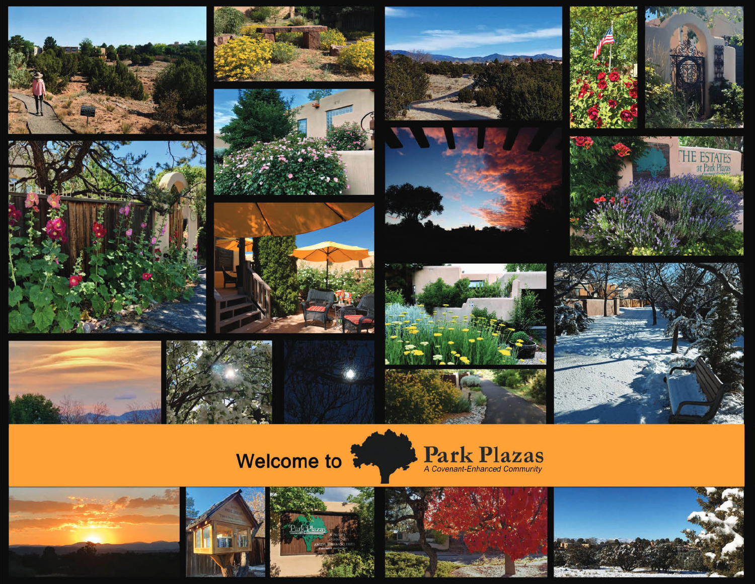Welcome to **Park Plazas**

*A Covenant-Enhanced Community*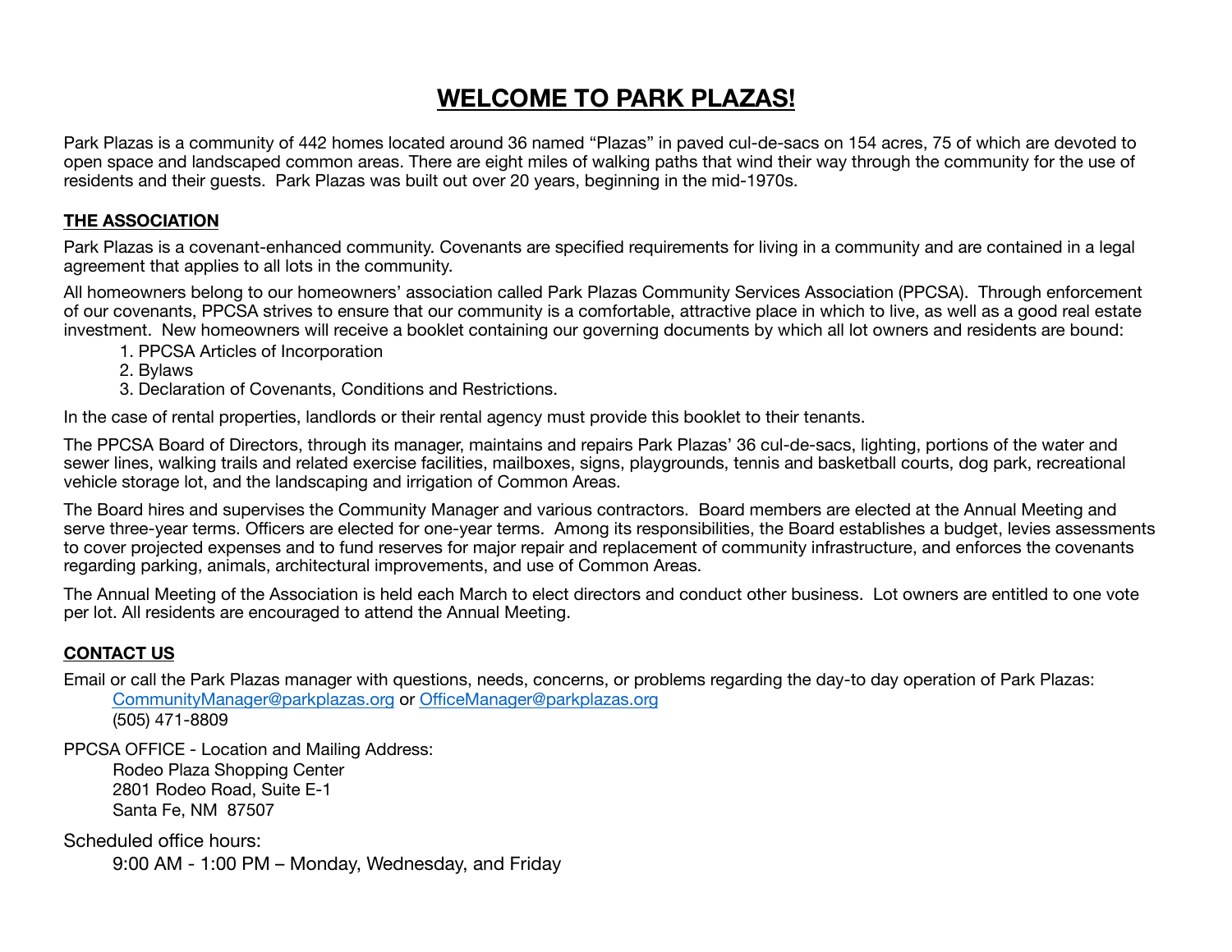# WELCOME TO PARK PLAZAS!

Park Plazas is a community of 442 homes located around 36 named "Plazas" in paved cul-de-sacs on 154 acres, 75 of which are devoted to open space and landscaped common areas. There are eight miles of walking paths that wind their way through the community for the use of residents and their guests. Park Plazas was built out over 20 years, beginning in the mid-1970s.

## THE ASSOCIATION

Park Plazas is a covenant-enhanced community. Covenants are specified requirements for living in a community and are contained in a legal agreement that applies to all lots in the community.

All homeowners belong to our homeowners' association called Park Plazas Community Services Association (PPCSA). Through enforcement of our covenants, PPCSA strives to ensure that our community is a comfortable, attractive place in which to live, as well as a good real estate investment. New homeowners will receive a booklet containing our governing documents by which all lot owners and residents are bound:

1. PPCSA Articles of Incorporation
2. Bylaws
3. Declaration of Covenants, Conditions and Restrictions.

In the case of rental properties, landlords or their rental agency must provide this booklet to their tenants.

The PPCSA Board of Directors, through its manager, maintains and repairs Park Plazas' 36 cul-de-sacs, lighting, portions of the water and sewer lines, walking trails and related exercise facilities, mailboxes, signs, playgrounds, tennis and basketball courts, dog park, recreational vehicle storage lot, and the landscaping and irrigation of Common Areas.

The Board hires and supervises the Community Manager and various contractors. Board members are elected at the Annual Meeting and serve three-year terms. Officers are elected for one-year terms. Among its responsibilities, the Board establishes a budget, levies assessments to cover projected expenses and to fund reserves for major repair and replacement of community infrastructure, and enforces the covenants regarding parking, animals, architectural improvements, and use of Common Areas.

The Annual Meeting of the Association is held each March to elect directors and conduct other business. Lot owners are entitled to one vote per lot. All residents are encouraged to attend the Annual Meeting.

## CONTACT US

Email or call the Park Plazas manager with questions, needs, concerns, or problems regarding the day-to day operation of Park Plazas:

CommunityManager@parkplazas.org or OfficeManager@parkplazas.org
(505) 471-8809

PPCSA OFFICE - Location and Mailing Address:

Rodeo Plaza Shopping Center
2801 Rodeo Road, Suite E-1
Santa Fe, NM 87507

Scheduled office hours:

9:00 AM - 1:00 PM – Monday, Wednesday, and Friday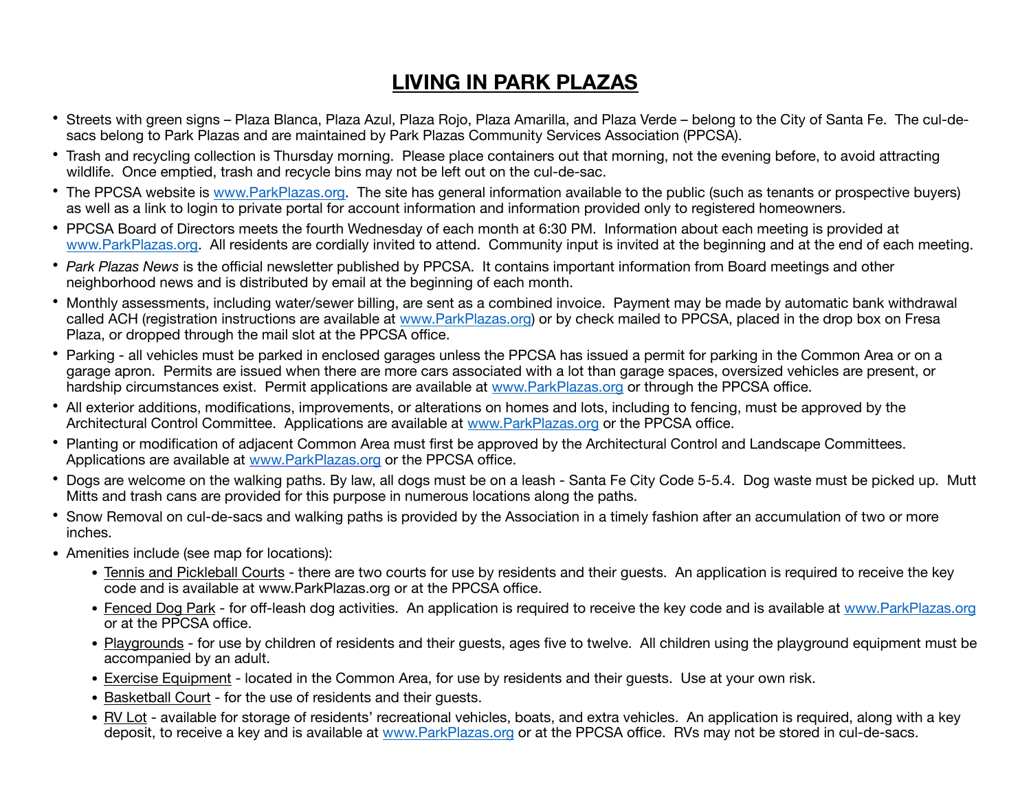# LIVING IN PARK PLAZAS

- Streets with green signs – Plaza Blanca, Plaza Azul, Plaza Rojo, Plaza Amarilla, and Plaza Verde – belong to the City of Santa Fe. The cul-de-sacs belong to Park Plazas and are maintained by Park Plazas Community Services Association (PPCSA).
- Trash and recycling collection is Thursday morning. Please place containers out that morning, not the evening before, to avoid attracting wildlife. Once emptied, trash and recycle bins may not be left out on the cul-de-sac.
- The PPCSA website is www.ParkPlazas.org. The site has general information available to the public (such as tenants or prospective buyers) as well as a link to login to private portal for account information and information provided only to registered homeowners.
- PPCSA Board of Directors meets the fourth Wednesday of each month at 6:30 PM. Information about each meeting is provided at www.ParkPlazas.org. All residents are cordially invited to attend. Community input is invited at the beginning and at the end of each meeting.
- *Park Plazas News* is the official newsletter published by PPCSA. It contains important information from Board meetings and other neighborhood news and is distributed by email at the beginning of each month.
- Monthly assessments, including water/sewer billing, are sent as a combined invoice. Payment may be made by automatic bank withdrawal called ACH (registration instructions are available at www.ParkPlazas.org) or by check mailed to PPCSA, placed in the drop box on Fresa Plaza, or dropped through the mail slot at the PPCSA office.
- Parking - all vehicles must be parked in enclosed garages unless the PPCSA has issued a permit for parking in the Common Area or on a garage apron. Permits are issued when there are more cars associated with a lot than garage spaces, oversized vehicles are present, or hardship circumstances exist. Permit applications are available at www.ParkPlazas.org or through the PPCSA office.
- All exterior additions, modifications, improvements, or alterations on homes and lots, including to fencing, must be approved by the Architectural Control Committee. Applications are available at www.ParkPlazas.org or the PPCSA office.
- Planting or modification of adjacent Common Area must first be approved by the Architectural Control and Landscape Committees. Applications are available at www.ParkPlazas.org or the PPCSA office.
- Dogs are welcome on the walking paths. By law, all dogs must be on a leash - Santa Fe City Code 5-5.4. Dog waste must be picked up. Mutt Mitts and trash cans are provided for this purpose in numerous locations along the paths.
- Snow Removal on cul-de-sacs and walking paths is provided by the Association in a timely fashion after an accumulation of two or more inches.
- Amenities include (see map for locations):
  - Tennis and Pickleball Courts - there are two courts for use by residents and their guests. An application is required to receive the key code and is available at www.ParkPlazas.org or at the PPCSA office.
  - Fenced Dog Park - for off-leash dog activities. An application is required to receive the key code and is available at www.ParkPlazas.org or at the PPCSA office.
  - Playgrounds - for use by children of residents and their guests, ages five to twelve. All children using the playground equipment must be accompanied by an adult.
  - Exercise Equipment - located in the Common Area, for use by residents and their guests. Use at your own risk.
  - Basketball Court - for the use of residents and their guests.
  - RV Lot - available for storage of residents' recreational vehicles, boats, and extra vehicles. An application is required, along with a key deposit, to receive a key and is available at www.ParkPlazas.org or at the PPCSA office. RVs may not be stored in cul-de-sacs.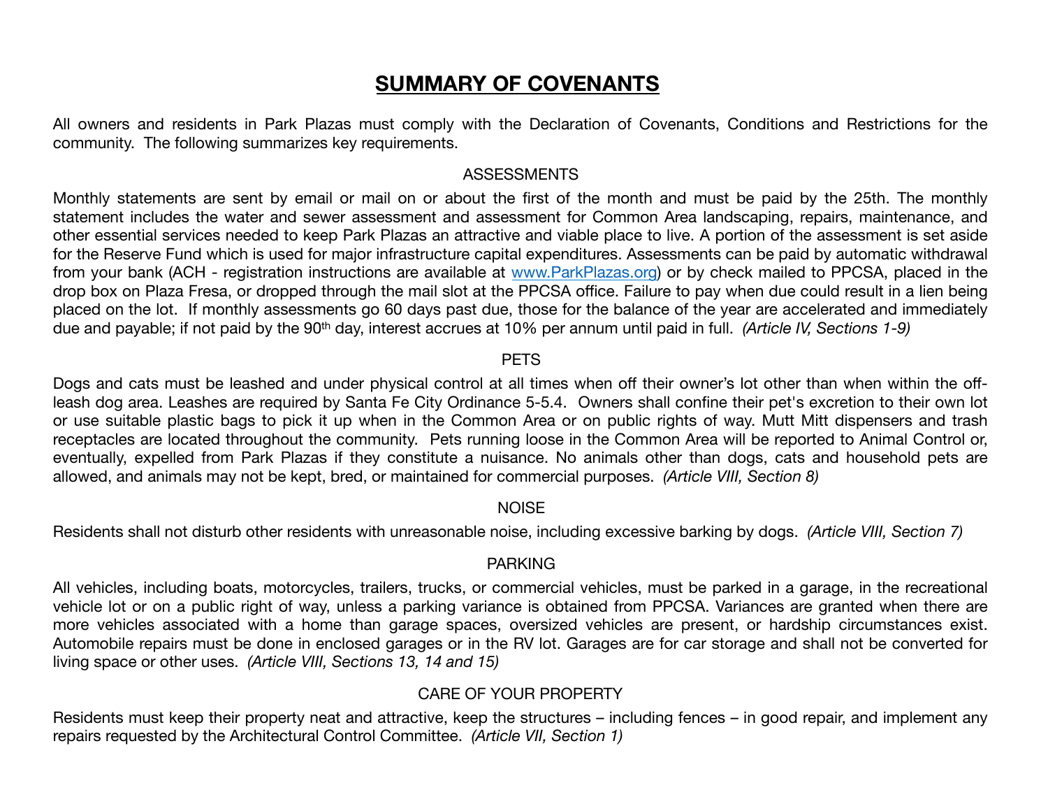# SUMMARY OF COVENANTS

All owners and residents in Park Plazas must comply with the Declaration of Covenants, Conditions and Restrictions for the community. The following summarizes key requirements.

## ASSESSMENTS

Monthly statements are sent by email or mail on or about the first of the month and must be paid by the 25th. The monthly statement includes the water and sewer assessment and assessment for Common Area landscaping, repairs, maintenance, and other essential services needed to keep Park Plazas an attractive and viable place to live. A portion of the assessment is set aside for the Reserve Fund which is used for major infrastructure capital expenditures. Assessments can be paid by automatic withdrawal from your bank (ACH - registration instructions are available at [www.ParkPlazas.org](www.ParkPlazas.org)) or by check mailed to PPCSA, placed in the drop box on Plaza Fresa, or dropped through the mail slot at the PPCSA office. Failure to pay when due could result in a lien being placed on the lot. If monthly assessments go 60 days past due, those for the balance of the year are accelerated and immediately due and payable; if not paid by the 90th day, interest accrues at 10% per annum until paid in full. *(Article IV, Sections 1-9)*

## PETS

Dogs and cats must be leashed and under physical control at all times when off their owner's lot other than when within the off-leash dog area. Leashes are required by Santa Fe City Ordinance 5-5.4. Owners shall confine their pet's excretion to their own lot or use suitable plastic bags to pick it up when in the Common Area or on public rights of way. Mutt Mitt dispensers and trash receptacles are located throughout the community. Pets running loose in the Common Area will be reported to Animal Control or, eventually, expelled from Park Plazas if they constitute a nuisance. No animals other than dogs, cats and household pets are allowed, and animals may not be kept, bred, or maintained for commercial purposes. *(Article VIII, Section 8)*

## NOISE

Residents shall not disturb other residents with unreasonable noise, including excessive barking by dogs. *(Article VIII, Section 7)*

## PARKING

All vehicles, including boats, motorcycles, trailers, trucks, or commercial vehicles, must be parked in a garage, in the recreational vehicle lot or on a public right of way, unless a parking variance is obtained from PPCSA. Variances are granted when there are more vehicles associated with a home than garage spaces, oversized vehicles are present, or hardship circumstances exist. Automobile repairs must be done in enclosed garages or in the RV lot. Garages are for car storage and shall not be converted for living space or other uses. *(Article VIII, Sections 13, 14 and 15)*

## CARE OF YOUR PROPERTY

Residents must keep their property neat and attractive, keep the structures – including fences – in good repair, and implement any repairs requested by the Architectural Control Committee. *(Article VII, Section 1)*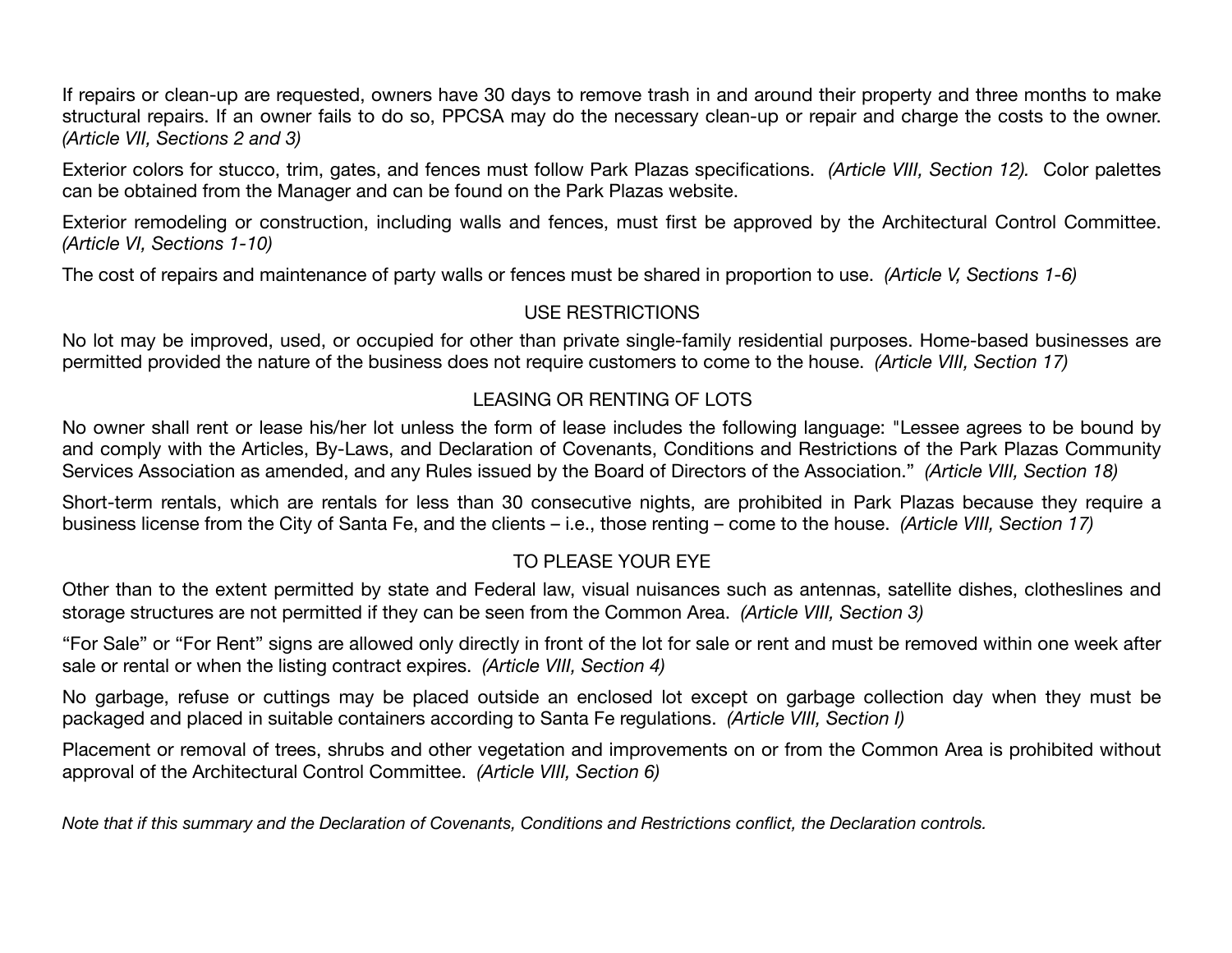If repairs or clean-up are requested, owners have 30 days to remove trash in and around their property and three months to make structural repairs. If an owner fails to do so, PPCSA may do the necessary clean-up or repair and charge the costs to the owner. *(Article VII, Sections 2 and 3)*

Exterior colors for stucco, trim, gates, and fences must follow Park Plazas specifications. *(Article VIII, Section 12).* Color palettes can be obtained from the Manager and can be found on the Park Plazas website.

Exterior remodeling or construction, including walls and fences, must first be approved by the Architectural Control Committee. *(Article VI, Sections 1-10)*

The cost of repairs and maintenance of party walls or fences must be shared in proportion to use. *(Article V, Sections 1-6)*

## USE RESTRICTIONS

No lot may be improved, used, or occupied for other than private single-family residential purposes. Home-based businesses are permitted provided the nature of the business does not require customers to come to the house. *(Article VIII, Section 17)*

## LEASING OR RENTING OF LOTS

No owner shall rent or lease his/her lot unless the form of lease includes the following language: "Lessee agrees to be bound by and comply with the Articles, By-Laws, and Declaration of Covenants, Conditions and Restrictions of the Park Plazas Community Services Association as amended, and any Rules issued by the Board of Directors of the Association." *(Article VIII, Section 18)*

Short-term rentals, which are rentals for less than 30 consecutive nights, are prohibited in Park Plazas because they require a business license from the City of Santa Fe, and the clients – i.e., those renting – come to the house. *(Article VIII, Section 17)*

## TO PLEASE YOUR EYE

Other than to the extent permitted by state and Federal law, visual nuisances such as antennas, satellite dishes, clotheslines and storage structures are not permitted if they can be seen from the Common Area. *(Article VIII, Section 3)*

"For Sale" or "For Rent" signs are allowed only directly in front of the lot for sale or rent and must be removed within one week after sale or rental or when the listing contract expires. *(Article VIII, Section 4)*

No garbage, refuse or cuttings may be placed outside an enclosed lot except on garbage collection day when they must be packaged and placed in suitable containers according to Santa Fe regulations. *(Article VIII, Section l)*

Placement or removal of trees, shrubs and other vegetation and improvements on or from the Common Area is prohibited without approval of the Architectural Control Committee. *(Article VIII, Section 6)*

*Note that if this summary and the Declaration of Covenants, Conditions and Restrictions conflict, the Declaration controls.*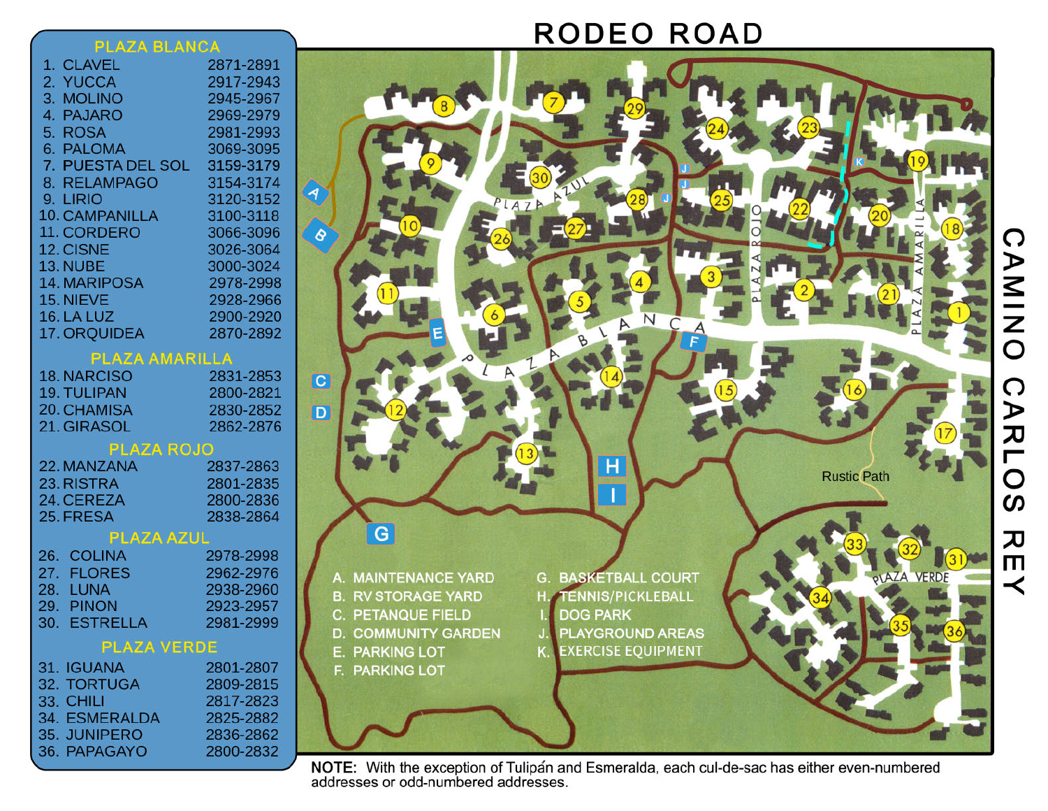## PLAZA BLANCA

| | | |
|---|---|---|
| 1. | CLAVEL | 2871-2891 |
| 2. | YUCCA | 2917-2943 |
| 3. | MOLINO | 2945-2967 |
| 4. | PAJARO | 2969-2979 |
| 5. | ROSA | 2981-2993 |
| 6. | PALOMA | 3069-3095 |
| 7. | PUESTA DEL SOL | 3159-3179 |
| 8. | RELAMPAGO | 3154-3174 |
| 9. | LIRIO | 3120-3152 |
| 10. | CAMPANILLA | 3100-3118 |
| 11. | CORDERO | 3066-3096 |
| 12. | CISNE | 3026-3064 |
| 13. | NUBE | 3000-3024 |
| 14. | MARIPOSA | 2978-2998 |
| 15. | NIEVE | 2928-2966 |
| 16. | LA LUZ | 2900-2920 |
| 17. | ORQUIDEA | 2870-2892 |

## PLAZA AMARILLA

| | | |
|---|---|---|
| 18. | NARCISO | 2831-2853 |
| 19. | TULIPAN | 2800-2821 |
| 20. | CHAMISA | 2830-2852 |
| 21. | GIRASOL | 2862-2876 |

## PLAZA ROJO

| | | |
|---|---|---|
| 22. | MANZANA | 2837-2863 |
| 23. | RISTRA | 2801-2835 |
| 24. | CEREZA | 2800-2836 |
| 25. | FRESA | 2838-2864 |

## PLAZA AZUL

| | | |
|---|---|---|
| 26. | COLINA | 2978-2998 |
| 27. | FLORES | 2962-2976 |
| 28. | LUNA | 2938-2960 |
| 29. | PINON | 2923-2957 |
| 30. | ESTRELLA | 2981-2999 |

## PLAZA VERDE

| | | |
|---|---|---|
| 31. | IGUANA | 2801-2807 |
| 32. | TORTUGA | 2809-2815 |
| 33. | CHILI | 2817-2823 |
| 34. | ESMERALDA | 2825-2882 |
| 35. | JUNIPERO | 2836-2862 |
| 36. | PAPAGAYO | 2800-2832 |

RODEO ROAD

CAMINO CARLOS REY

PLAZA BLANCA

PLAZA AZUL

PLAZA ROJO

PLAZA AMARILLA

PLAZA VERDE

Rustic Path

A. MAINTENANCE YARD
B. RV STORAGE YARD
C. PETANQUE FIELD
D. COMMUNITY GARDEN
E. PARKING LOT
F. PARKING LOT
G. BASKETBALL COURT
H. TENNIS/PICKLEBALL
I. DOG PARK
J. PLAYGROUND AREAS
K. EXERCISE EQUIPMENT

**NOTE:** With the exception of Tulipán and Esmeralda, each cul-de-sac has either even-numbered addresses or odd-numbered addresses.